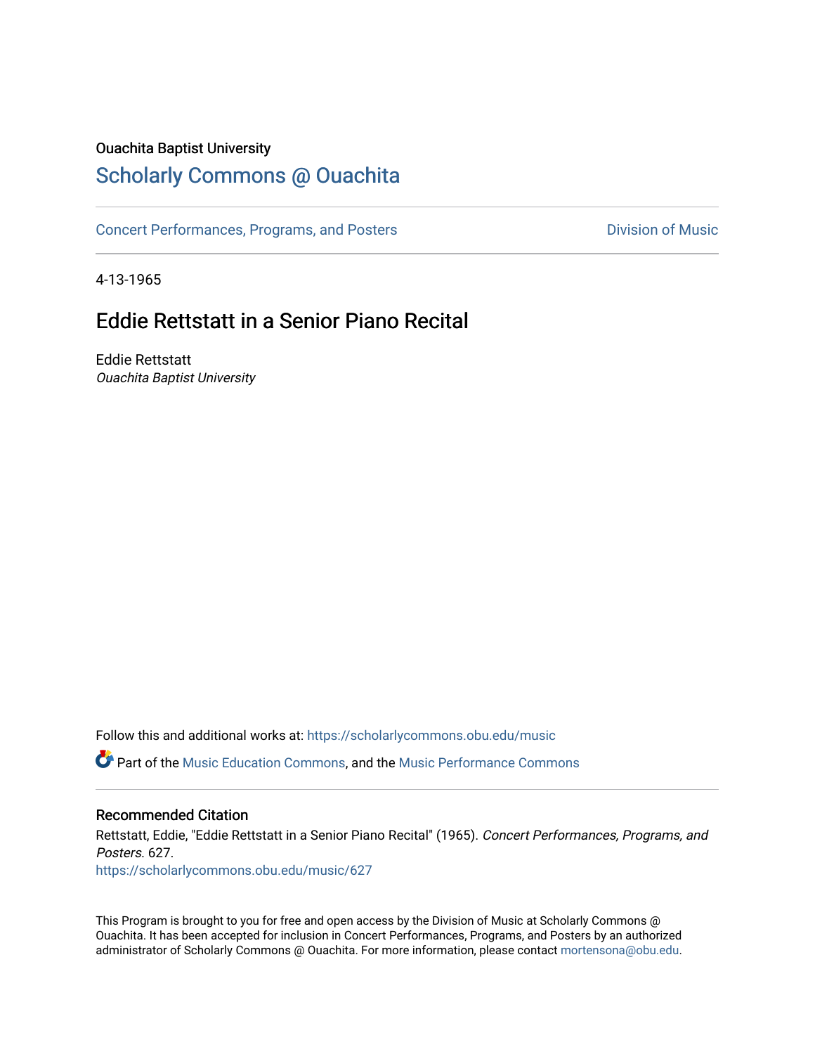Ouachita Baptist University

# Scholarly Commons @ Ouachita

Concert Performances, Programs, and Posters | Division of Music

4-13-1965

## Eddie Rettstatt in a Senior Piano Recital

Eddie Rettstatt
*Ouachita Baptist University*

Follow this and additional works at: https://scholarlycommons.obu.edu/music

Part of the Music Education Commons, and the Music Performance Commons

### Recommended Citation

Rettstatt, Eddie, "Eddie Rettstatt in a Senior Piano Recital" (1965). *Concert Performances, Programs, and Posters*. 627.
https://scholarlycommons.obu.edu/music/627

This Program is brought to you for free and open access by the Division of Music at Scholarly Commons @ Ouachita. It has been accepted for inclusion in Concert Performances, Programs, and Posters by an authorized administrator of Scholarly Commons @ Ouachita. For more information, please contact mortensona@obu.edu.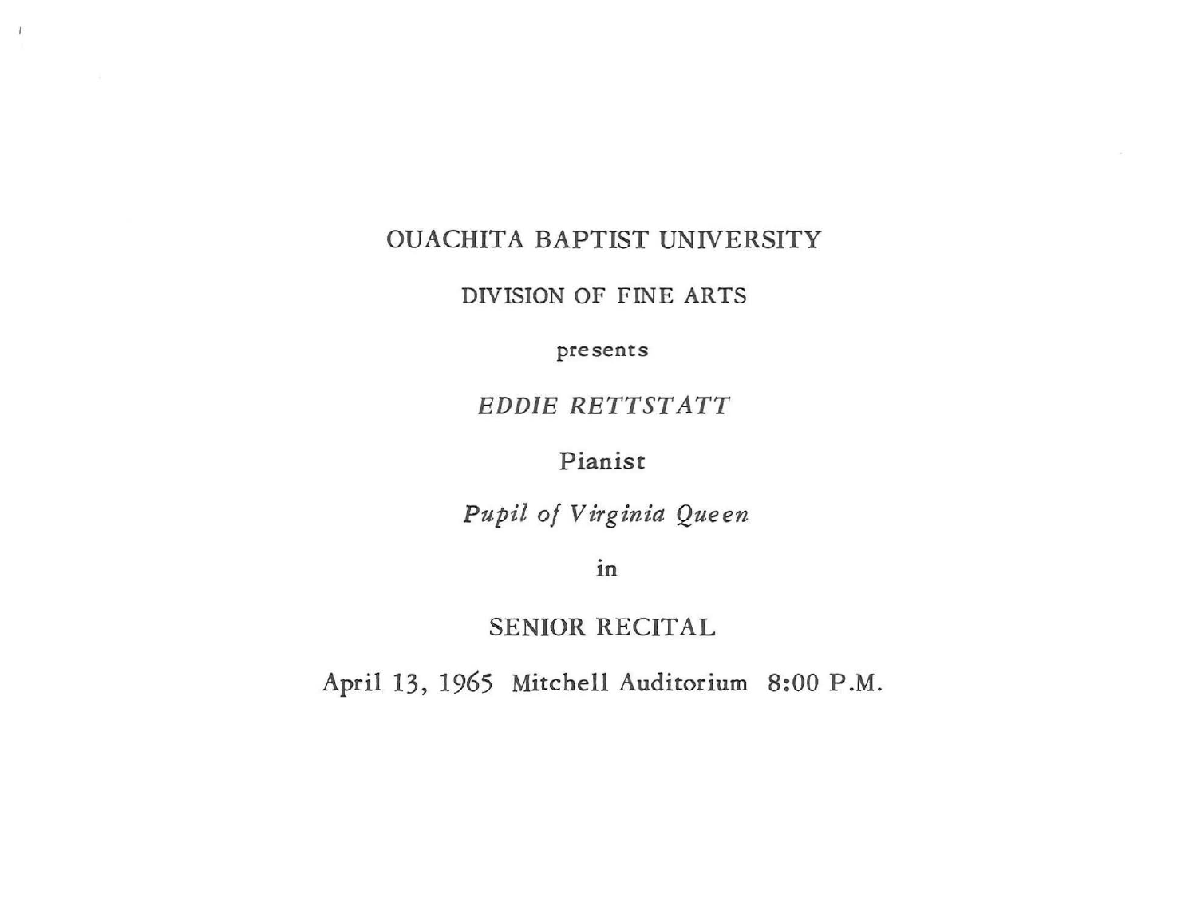OUACHITA BAPTIST UNIVERSITY

DIVISION OF FINE ARTS

presents

*EDDIE RETTSTATT*

Pianist

*Pupil of Virginia Queen*

in

SENIOR RECITAL

April 13, 1965 Mitchell Auditorium 8:00 P.M.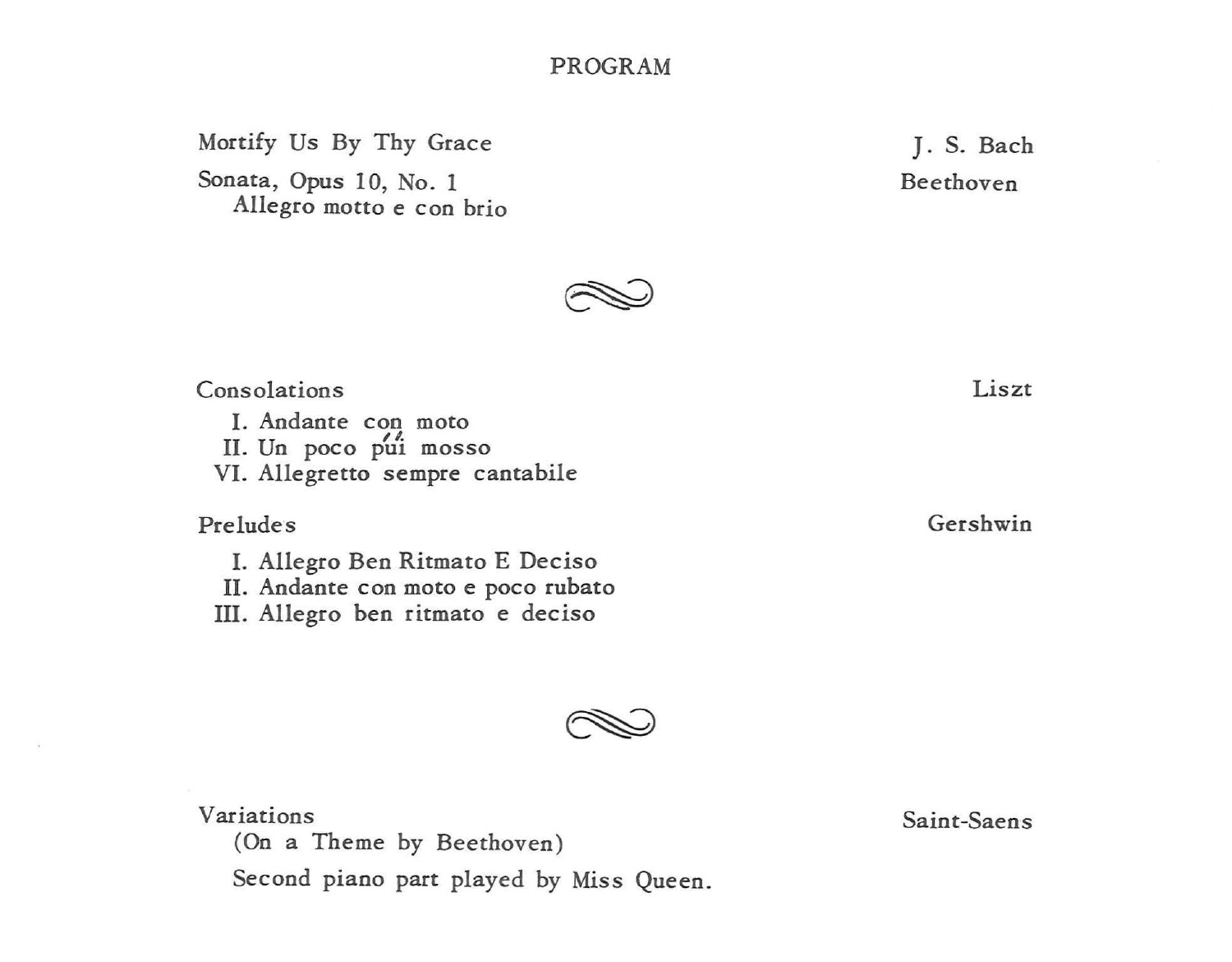# PROGRAM

Mortify Us By Thy Grace — J. S. Bach

Sonata, Opus 10, No. 1 — Beethoven
  Allegro motto e con brio

Consolations — Liszt
  I. Andante con moto
  II. Un poco pui mosso
  VI. Allegretto sempre cantabile

Preludes — Gershwin
  I. Allegro Ben Ritmato E Deciso
  II. Andante con moto e poco rubato
  III. Allegro ben ritmato e deciso

Variations — Saint-Saens
  (On a Theme by Beethoven)
  Second piano part played by Miss Queen.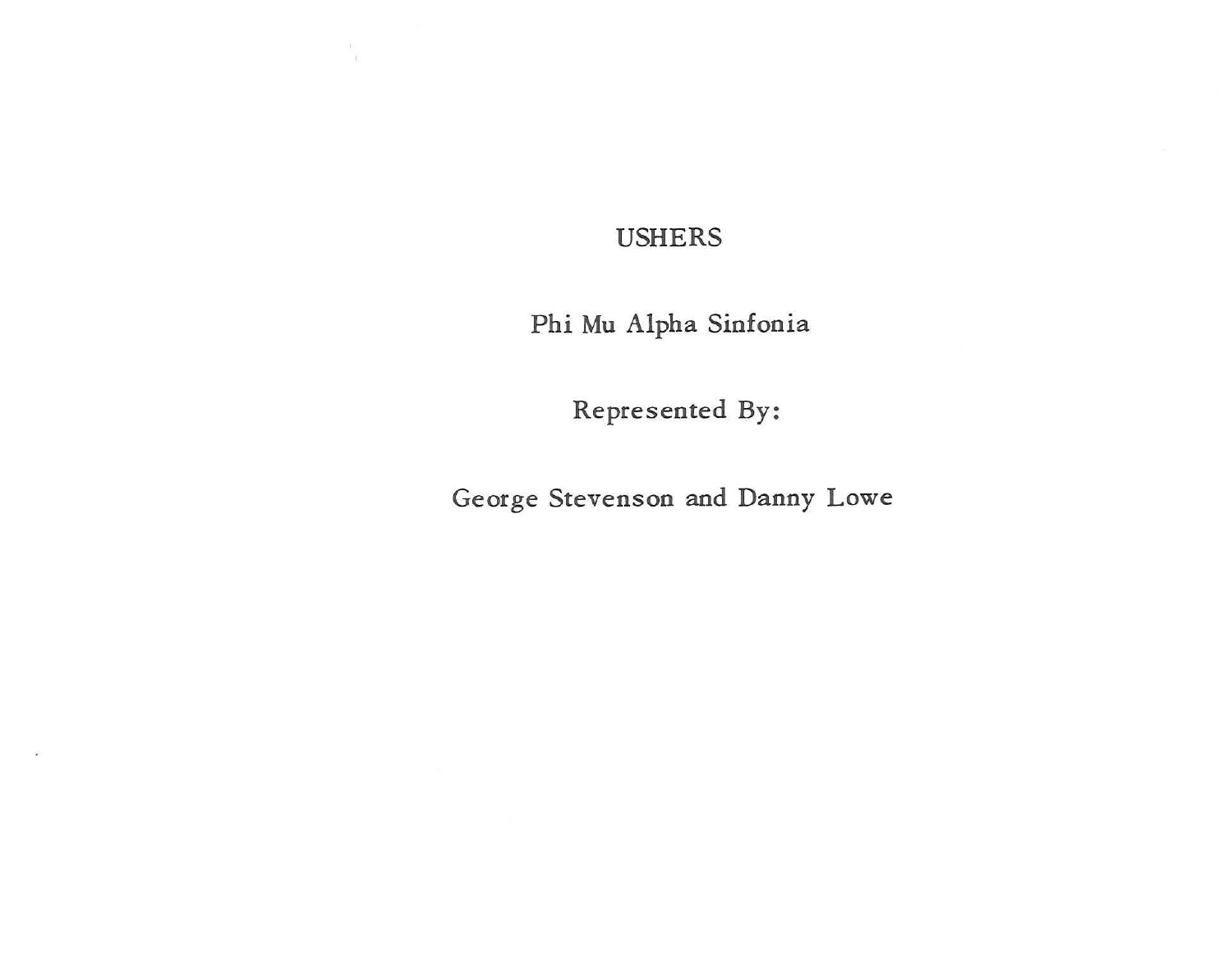## USHERS

Phi Mu Alpha Sinfonia

Represented By:

George Stevenson and Danny Lowe